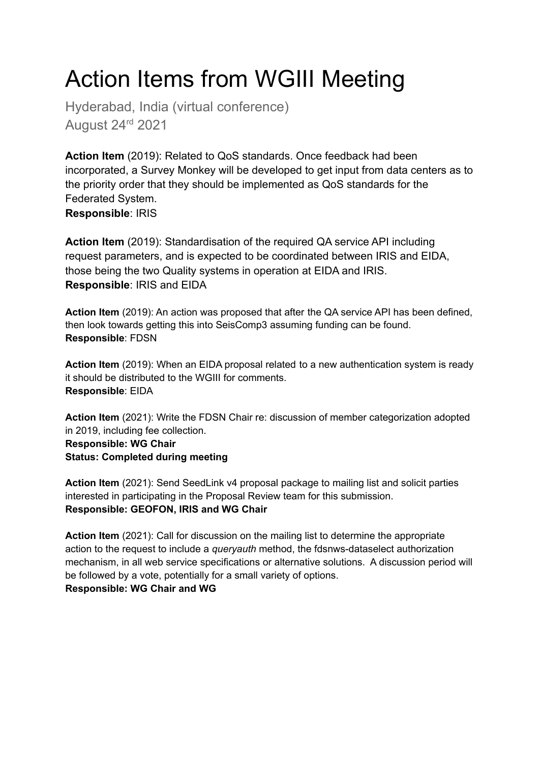# Action Items from WGIII Meeting

Hyderabad, India (virtual conference)
August 24[rd] 2021

**Action Item** (2019): Related to QoS standards. Once feedback had been incorporated, a Survey Monkey will be developed to get input from data centers as to the priority order that they should be implemented as QoS standards for the Federated System.
**Responsible**: IRIS

**Action Item** (2019): Standardisation of the required QA service API including request parameters, and is expected to be coordinated between IRIS and EIDA, those being the two Quality systems in operation at EIDA and IRIS.
**Responsible**: IRIS and EIDA

**Action Item** (2019): An action was proposed that after the QA service API has been defined, then look towards getting this into SeisComp3 assuming funding can be found.
**Responsible**: FDSN

**Action Item** (2019): When an EIDA proposal related to a new authentication system is ready it should be distributed to the WGIII for comments.
**Responsible**: EIDA

**Action Item** (2021): Write the FDSN Chair re: discussion of member categorization adopted in 2019, including fee collection.
**Responsible: WG Chair**
**Status: Completed during meeting**

**Action Item** (2021): Send SeedLink v4 proposal package to mailing list and solicit parties interested in participating in the Proposal Review team for this submission.
**Responsible: GEOFON, IRIS and WG Chair**

**Action Item** (2021): Call for discussion on the mailing list to determine the appropriate action to the request to include a *queryauth* method, the fdsnws-dataselect authorization mechanism, in all web service specifications or alternative solutions. A discussion period will be followed by a vote, potentially for a small variety of options.
**Responsible: WG Chair and WG**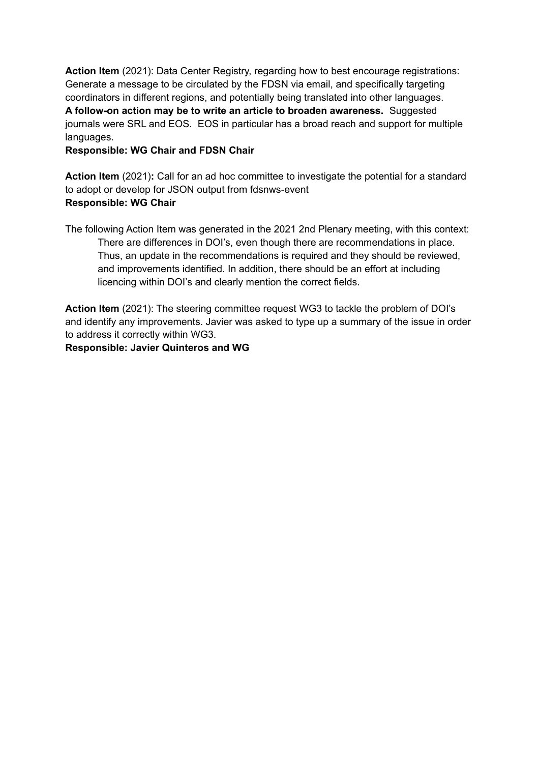**Action Item** (2021): Data Center Registry, regarding how to best encourage registrations: Generate a message to be circulated by the FDSN via email, and specifically targeting coordinators in different regions, and potentially being translated into other languages.
**A follow-on action may be to write an article to broaden awareness.** Suggested journals were SRL and EOS. EOS in particular has a broad reach and support for multiple languages.
**Responsible: WG Chair and FDSN Chair**

**Action Item** (2021)**:** Call for an ad hoc committee to investigate the potential for a standard to adopt or develop for JSON output from fdsnws-event
**Responsible: WG Chair**

The following Action Item was generated in the 2021 2nd Plenary meeting, with this context:

> There are differences in DOI's, even though there are recommendations in place. Thus, an update in the recommendations is required and they should be reviewed, and improvements identified. In addition, there should be an effort at including licencing within DOI's and clearly mention the correct fields.

**Action Item** (2021): The steering committee request WG3 to tackle the problem of DOI's and identify any improvements. Javier was asked to type up a summary of the issue in order to address it correctly within WG3.
**Responsible: Javier Quinteros and WG**